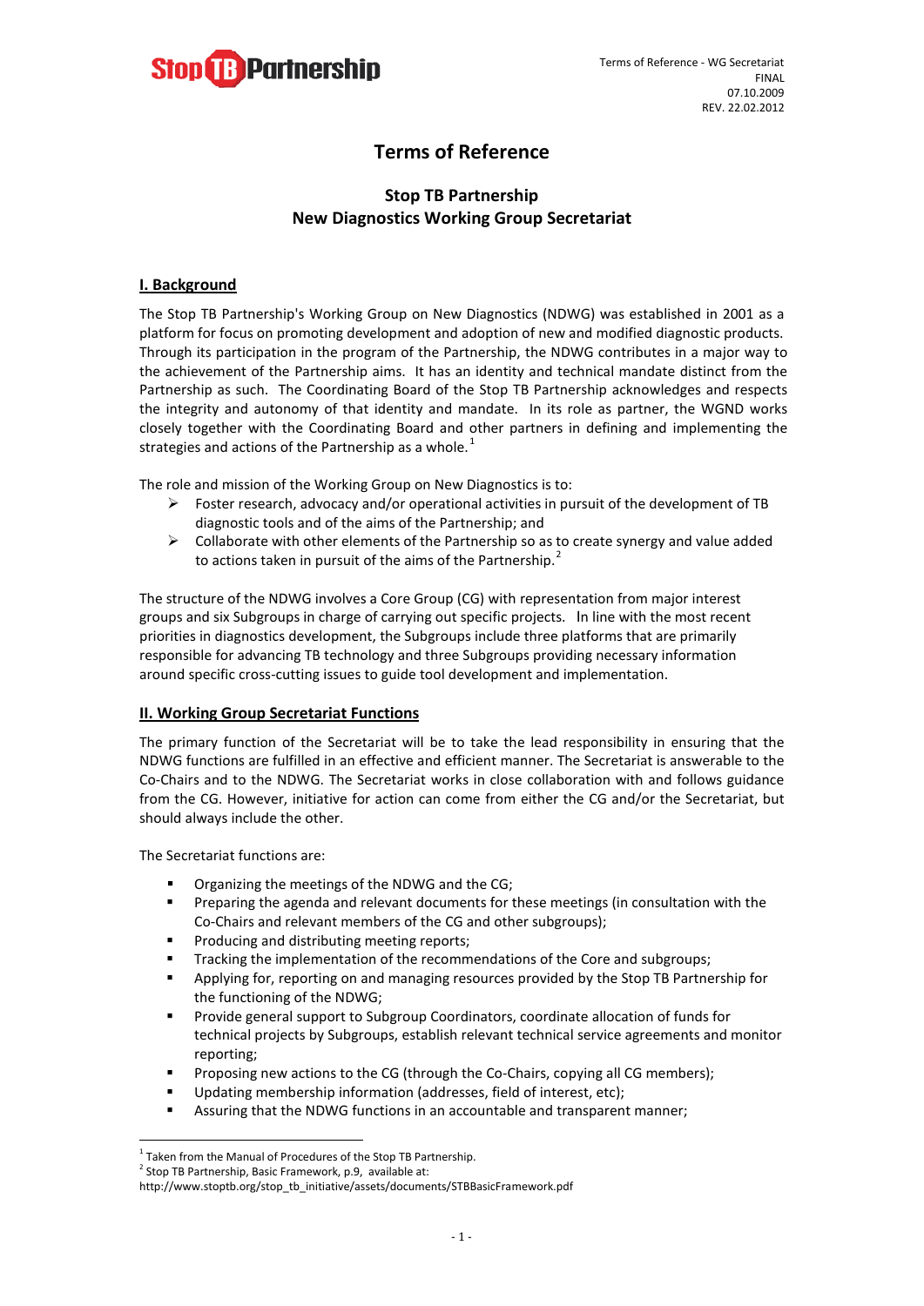Terms of Reference - WG Secretariat
FINAL
07.10.2009
REV. 22.02.2012

# Terms of Reference

## Stop TB Partnership
## New Diagnostics Working Group Secretariat

### I. Background

The Stop TB Partnership's Working Group on New Diagnostics (NDWG) was established in 2001 as a platform for focus on promoting development and adoption of new and modified diagnostic products. Through its participation in the program of the Partnership, the NDWG contributes in a major way to the achievement of the Partnership aims. It has an identity and technical mandate distinct from the Partnership as such. The Coordinating Board of the Stop TB Partnership acknowledges and respects the integrity and autonomy of that identity and mandate. In its role as partner, the WGND works closely together with the Coordinating Board and other partners in defining and implementing the strategies and actions of the Partnership as a whole.[1]

The role and mission of the Working Group on New Diagnostics is to:

- Foster research, advocacy and/or operational activities in pursuit of the development of TB diagnostic tools and of the aims of the Partnership; and
- Collaborate with other elements of the Partnership so as to create synergy and value added to actions taken in pursuit of the aims of the Partnership.[2]

The structure of the NDWG involves a Core Group (CG) with representation from major interest groups and six Subgroups in charge of carrying out specific projects. In line with the most recent priorities in diagnostics development, the Subgroups include three platforms that are primarily responsible for advancing TB technology and three Subgroups providing necessary information around specific cross-cutting issues to guide tool development and implementation.

### II. Working Group Secretariat Functions

The primary function of the Secretariat will be to take the lead responsibility in ensuring that the NDWG functions are fulfilled in an effective and efficient manner. The Secretariat is answerable to the Co-Chairs and to the NDWG. The Secretariat works in close collaboration with and follows guidance from the CG. However, initiative for action can come from either the CG and/or the Secretariat, but should always include the other.

The Secretariat functions are:

- Organizing the meetings of the NDWG and the CG;
- Preparing the agenda and relevant documents for these meetings (in consultation with the Co-Chairs and relevant members of the CG and other subgroups);
- Producing and distributing meeting reports;
- Tracking the implementation of the recommendations of the Core and subgroups;
- Applying for, reporting on and managing resources provided by the Stop TB Partnership for the functioning of the NDWG;
- Provide general support to Subgroup Coordinators, coordinate allocation of funds for technical projects by Subgroups, establish relevant technical service agreements and monitor reporting;
- Proposing new actions to the CG (through the Co-Chairs, copying all CG members);
- Updating membership information (addresses, field of interest, etc);
- Assuring that the NDWG functions in an accountable and transparent manner;

[1] Taken from the Manual of Procedures of the Stop TB Partnership.
[2] Stop TB Partnership, Basic Framework, p.9, available at: http://www.stoptb.org/stop_tb_initiative/assets/documents/STBBasicFramework.pdf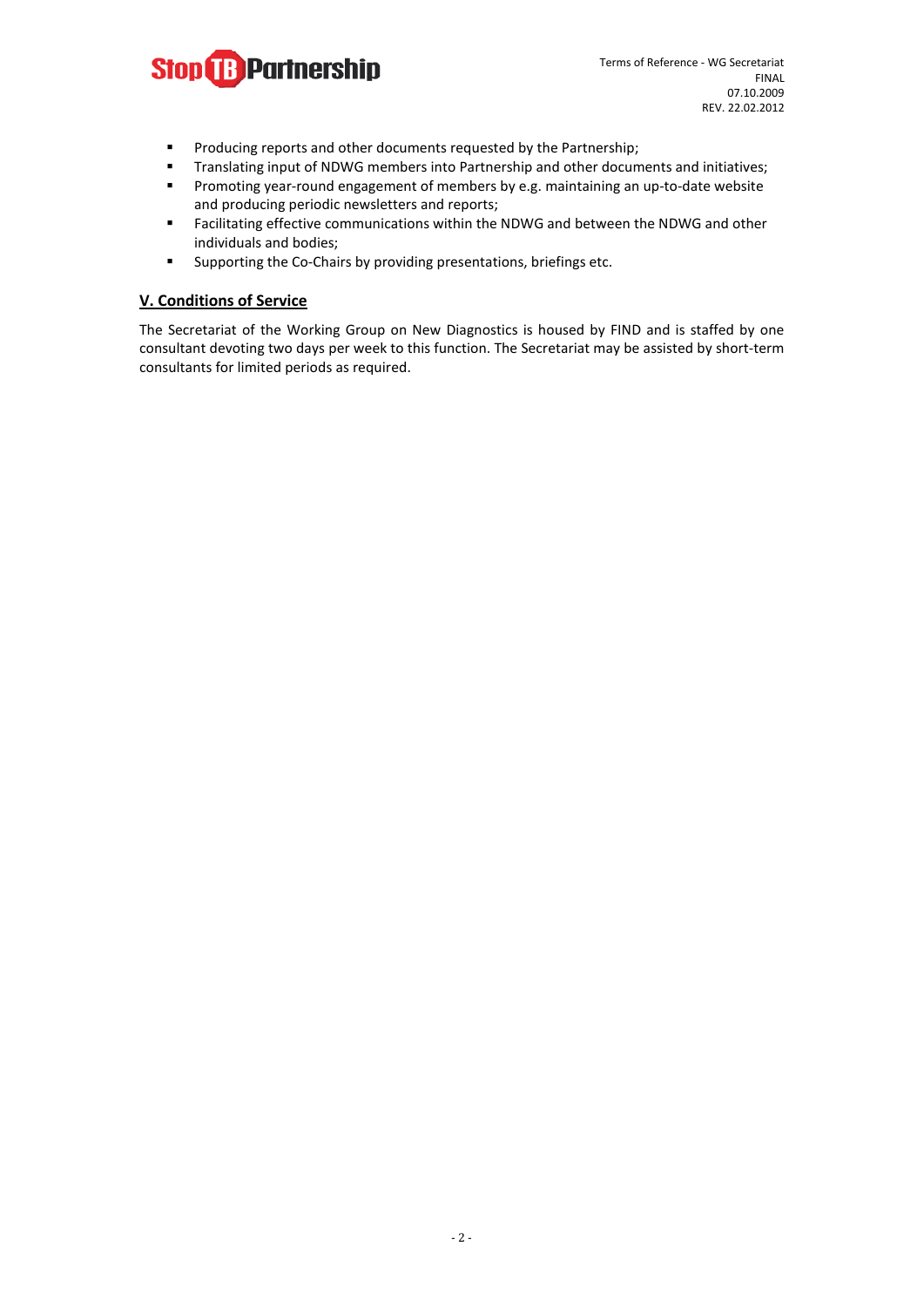- Producing reports and other documents requested by the Partnership;
- Translating input of NDWG members into Partnership and other documents and initiatives;
- Promoting year-round engagement of members by e.g. maintaining an up-to-date website and producing periodic newsletters and reports;
- Facilitating effective communications within the NDWG and between the NDWG and other individuals and bodies;
- Supporting the Co-Chairs by providing presentations, briefings etc.

## V. Conditions of Service

The Secretariat of the Working Group on New Diagnostics is housed by FIND and is staffed by one consultant devoting two days per week to this function. The Secretariat may be assisted by short-term consultants for limited periods as required.